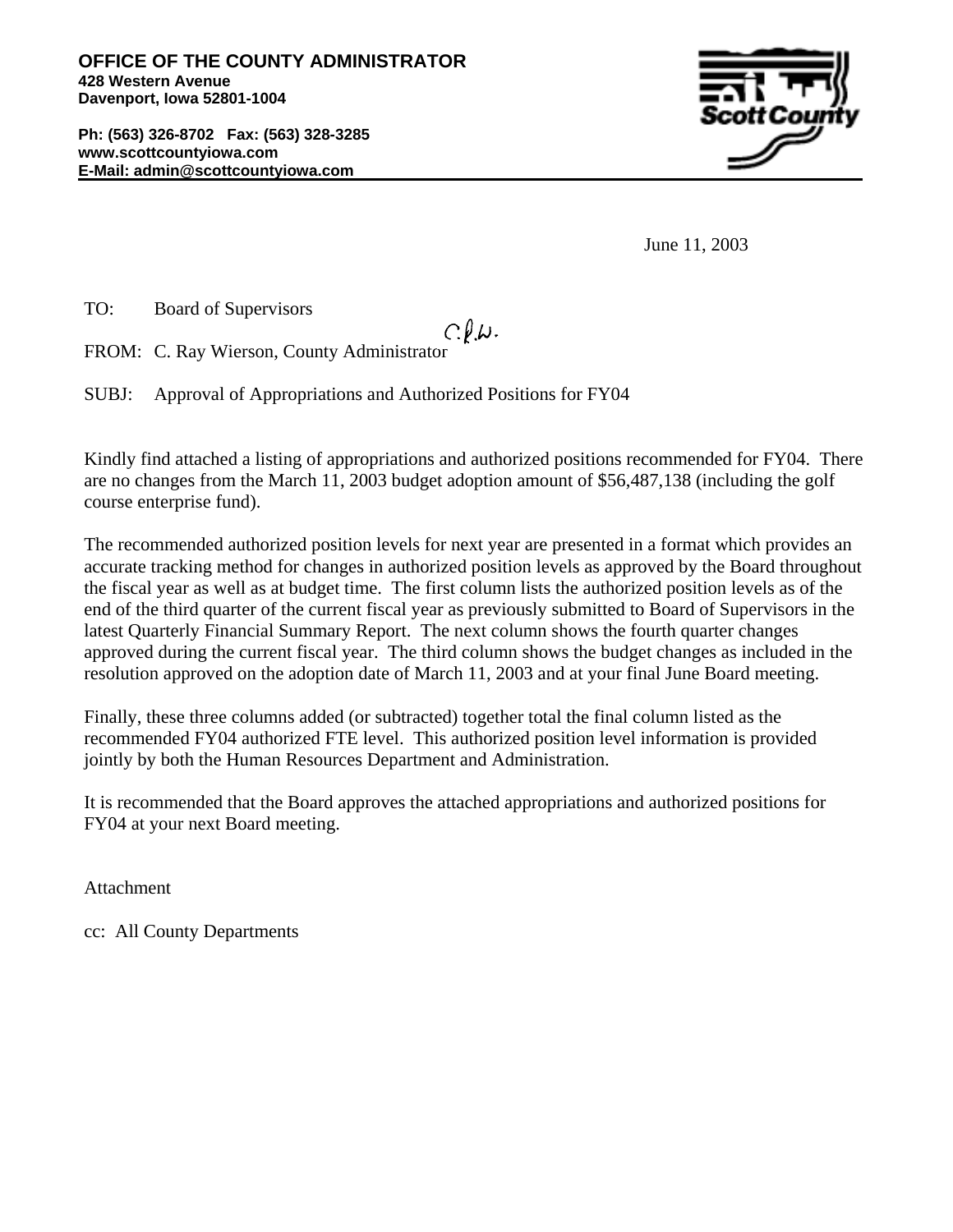**OFFICE OF THE COUNTY ADMINISTRATOR**
**428 Western Avenue**
**Davenport, Iowa 52801-1004**

**Ph: (563) 326-8702 Fax: (563) 328-3285**
**www.scottcountyiowa.com**
**E-Mail: admin@scottcountyiowa.com**

June 11, 2003

TO: Board of Supervisors

FROM: C. Ray Wierson, County Administrator C.R.W.

SUBJ: Approval of Appropriations and Authorized Positions for FY04

Kindly find attached a listing of appropriations and authorized positions recommended for FY04. There are no changes from the March 11, 2003 budget adoption amount of $56,487,138 (including the golf course enterprise fund).

The recommended authorized position levels for next year are presented in a format which provides an accurate tracking method for changes in authorized position levels as approved by the Board throughout the fiscal year as well as at budget time. The first column lists the authorized position levels as of the end of the third quarter of the current fiscal year as previously submitted to Board of Supervisors in the latest Quarterly Financial Summary Report. The next column shows the fourth quarter changes approved during the current fiscal year. The third column shows the budget changes as included in the resolution approved on the adoption date of March 11, 2003 and at your final June Board meeting.

Finally, these three columns added (or subtracted) together total the final column listed as the recommended FY04 authorized FTE level. This authorized position level information is provided jointly by both the Human Resources Department and Administration.

It is recommended that the Board approves the attached appropriations and authorized positions for FY04 at your next Board meeting.

Attachment

cc: All County Departments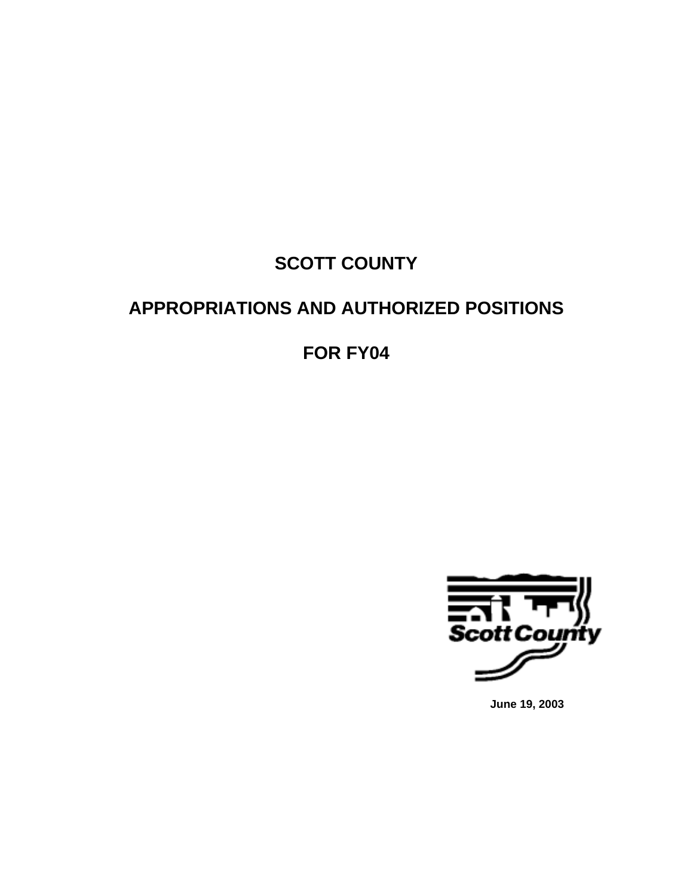# SCOTT COUNTY

# APPROPRIATIONS AND AUTHORIZED POSITIONS

# FOR FY04

Scott County

**June 19, 2003**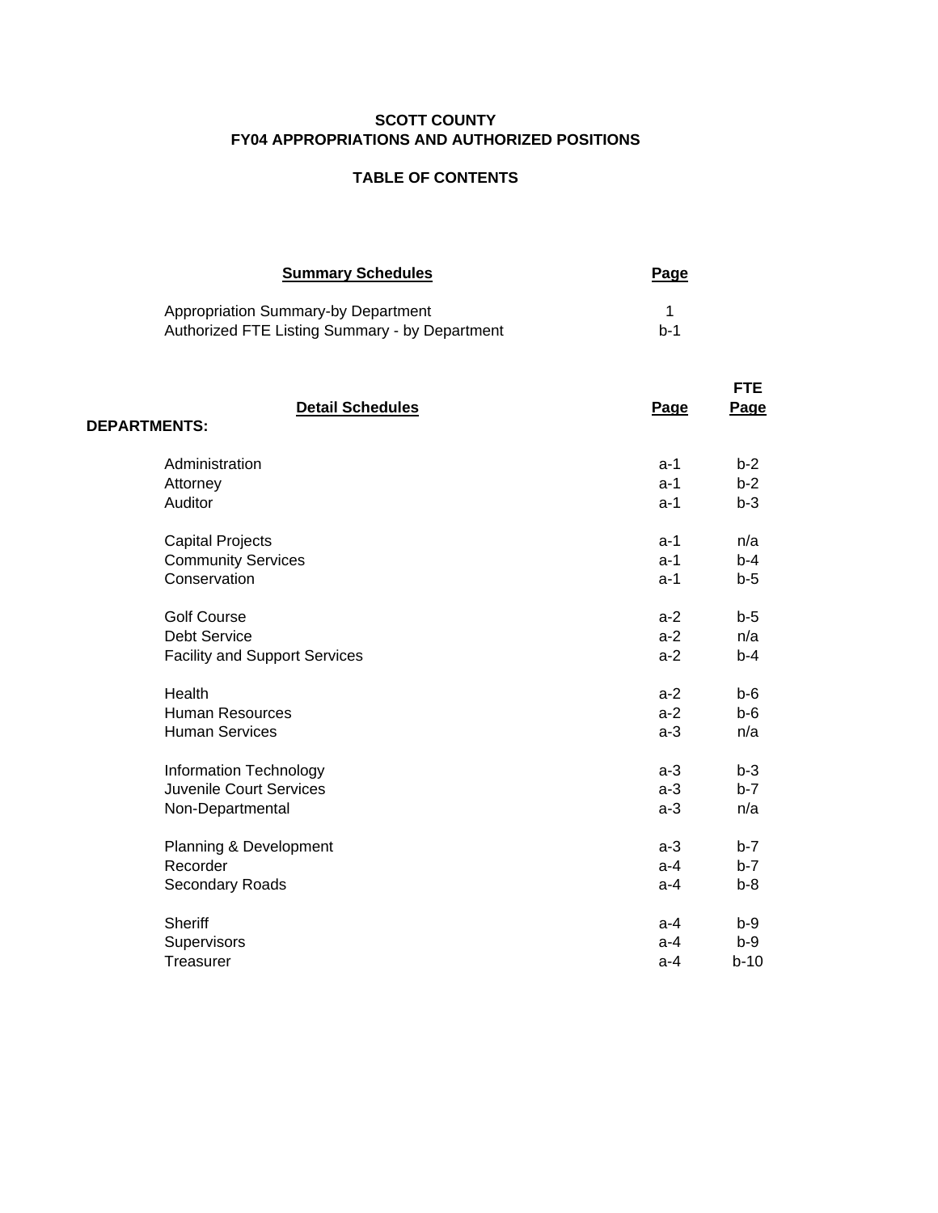# SCOTT COUNTY
## FY04 APPROPRIATIONS AND AUTHORIZED POSITIONS

### TABLE OF CONTENTS

| Summary Schedules | Page |
|---|---|
| Appropriation Summary-by Department | 1 |
| Authorized FTE Listing Summary - by Department | b-1 |

| Detail Schedules | Page | FTE Page |
|---|---|---|
| **DEPARTMENTS:** | | |
| Administration | a-1 | b-2 |
| Attorney | a-1 | b-2 |
| Auditor | a-1 | b-3 |
| Capital Projects | a-1 | n/a |
| Community Services | a-1 | b-4 |
| Conservation | a-1 | b-5 |
| Golf Course | a-2 | b-5 |
| Debt Service | a-2 | n/a |
| Facility and Support Services | a-2 | b-4 |
| Health | a-2 | b-6 |
| Human Resources | a-2 | b-6 |
| Human Services | a-3 | n/a |
| Information Technology | a-3 | b-3 |
| Juvenile Court Services | a-3 | b-7 |
| Non-Departmental | a-3 | n/a |
| Planning & Development | a-3 | b-7 |
| Recorder | a-4 | b-7 |
| Secondary Roads | a-4 | b-8 |
| Sheriff | a-4 | b-9 |
| Supervisors | a-4 | b-9 |
| Treasurer | a-4 | b-10 |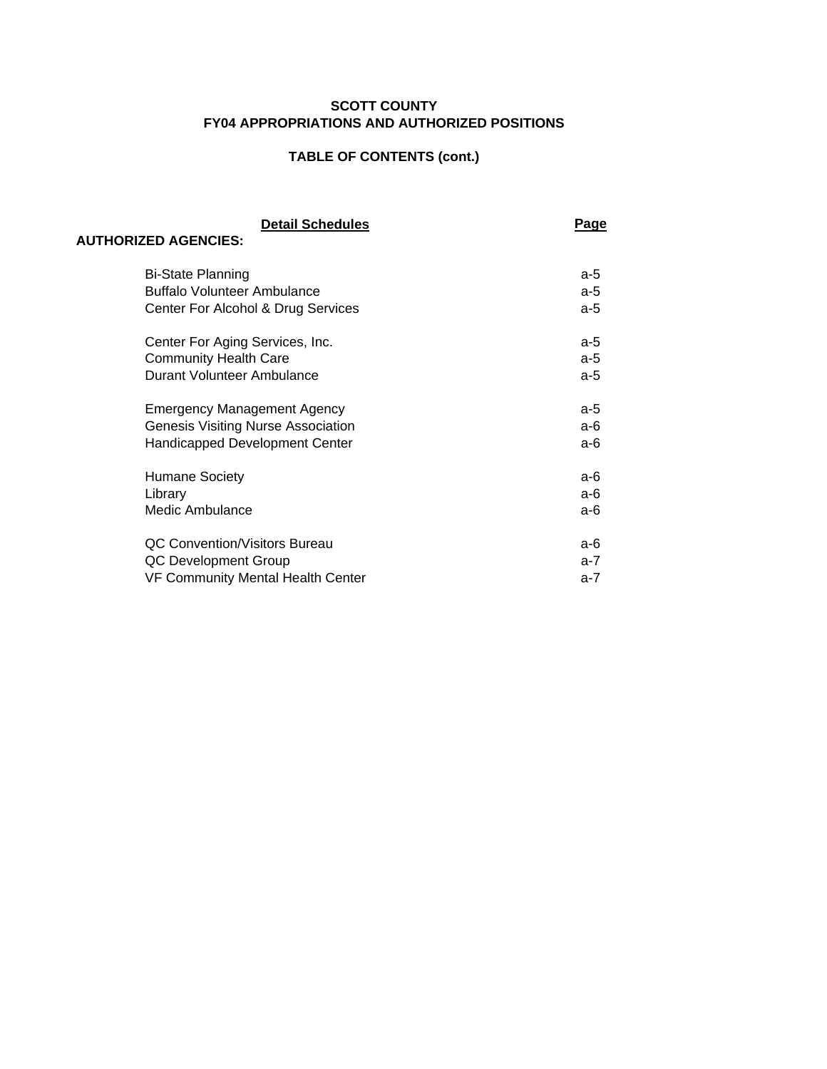# SCOTT COUNTY
## FY04 APPROPRIATIONS AND AUTHORIZED POSITIONS

### TABLE OF CONTENTS (cont.)

| Detail Schedules | Page |
|---|---|
| **AUTHORIZED AGENCIES:** | |
| Bi-State Planning | a-5 |
| Buffalo Volunteer Ambulance | a-5 |
| Center For Alcohol & Drug Services | a-5 |
| Center For Aging Services, Inc. | a-5 |
| Community Health Care | a-5 |
| Durant Volunteer Ambulance | a-5 |
| Emergency Management Agency | a-5 |
| Genesis Visiting Nurse Association | a-6 |
| Handicapped Development Center | a-6 |
| Humane Society | a-6 |
| Library | a-6 |
| Medic Ambulance | a-6 |
| QC Convention/Visitors Bureau | a-6 |
| QC Development Group | a-7 |
| VF Community Mental Health Center | a-7 |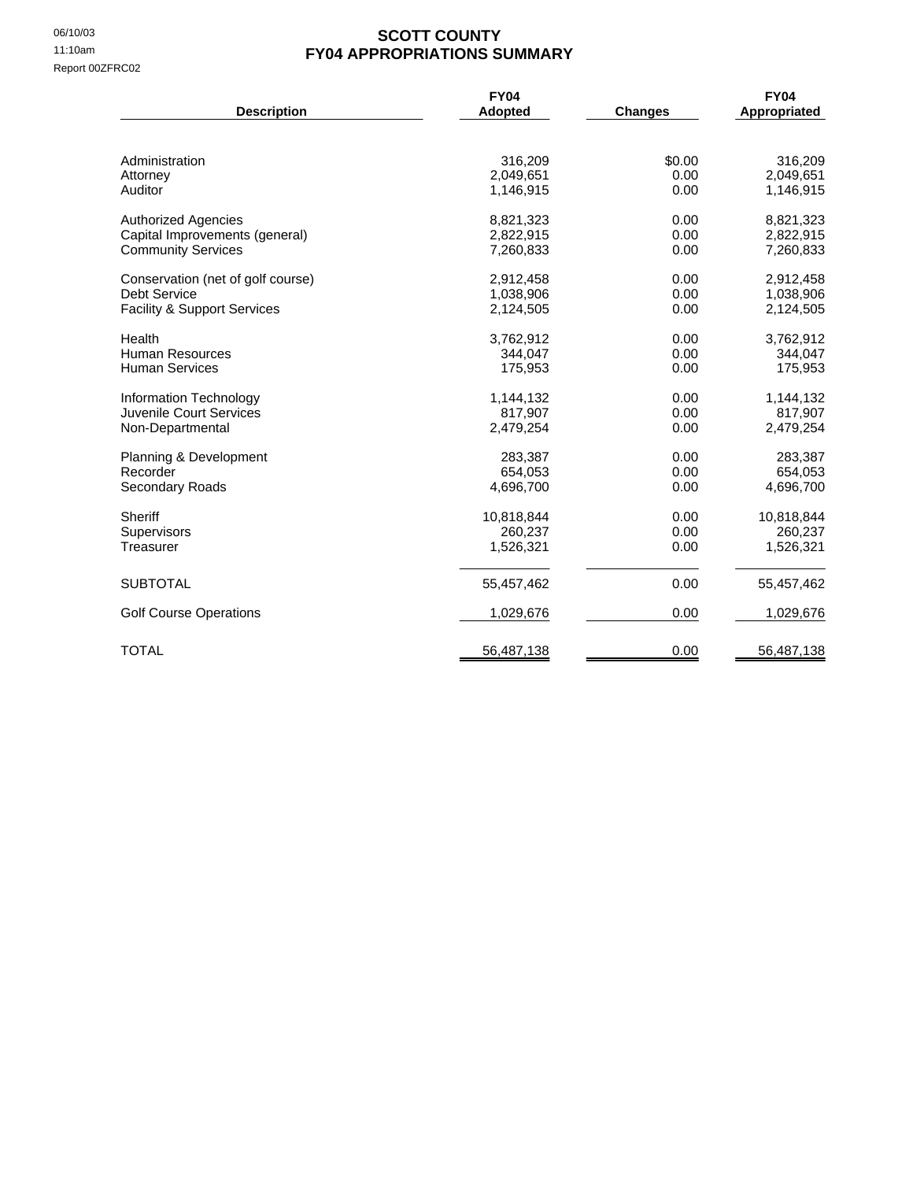06/10/03
11:10am
Report 00ZFRC02

# SCOTT COUNTY
## FY04 APPROPRIATIONS SUMMARY

| Description | FY04 Adopted | Changes | FY04 Appropriated |
|---|---|---|---|
| Administration | 316,209 | $0.00 | 316,209 |
| Attorney | 2,049,651 | 0.00 | 2,049,651 |
| Auditor | 1,146,915 | 0.00 | 1,146,915 |
| Authorized Agencies | 8,821,323 | 0.00 | 8,821,323 |
| Capital Improvements (general) | 2,822,915 | 0.00 | 2,822,915 |
| Community Services | 7,260,833 | 0.00 | 7,260,833 |
| Conservation (net of golf course) | 2,912,458 | 0.00 | 2,912,458 |
| Debt Service | 1,038,906 | 0.00 | 1,038,906 |
| Facility & Support Services | 2,124,505 | 0.00 | 2,124,505 |
| Health | 3,762,912 | 0.00 | 3,762,912 |
| Human Resources | 344,047 | 0.00 | 344,047 |
| Human Services | 175,953 | 0.00 | 175,953 |
| Information Technology | 1,144,132 | 0.00 | 1,144,132 |
| Juvenile Court Services | 817,907 | 0.00 | 817,907 |
| Non-Departmental | 2,479,254 | 0.00 | 2,479,254 |
| Planning & Development | 283,387 | 0.00 | 283,387 |
| Recorder | 654,053 | 0.00 | 654,053 |
| Secondary Roads | 4,696,700 | 0.00 | 4,696,700 |
| Sheriff | 10,818,844 | 0.00 | 10,818,844 |
| Supervisors | 260,237 | 0.00 | 260,237 |
| Treasurer | 1,526,321 | 0.00 | 1,526,321 |
| SUBTOTAL | 55,457,462 | 0.00 | 55,457,462 |
| Golf Course Operations | 1,029,676 | 0.00 | 1,029,676 |
| TOTAL | 56,487,138 | 0.00 | 56,487,138 |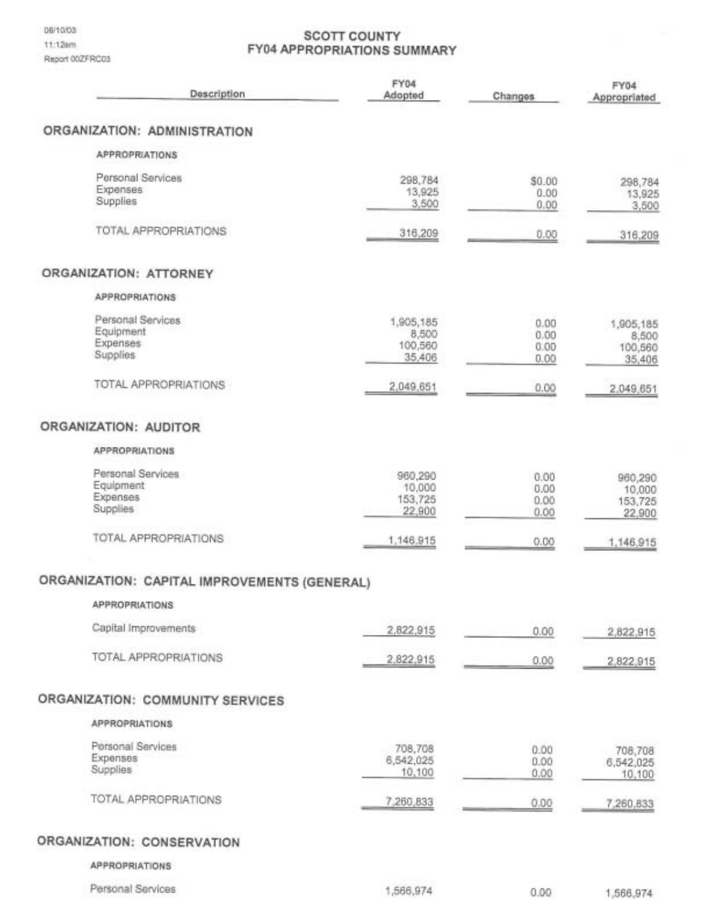06/10/03
11:12am
Report 00ZFRC03

# SCOTT COUNTY
## FY04 APPROPRIATIONS SUMMARY

| Description | FY04 Adopted | Changes | FY04 Appropriated |
|---|---|---|---|
| **ORGANIZATION: ADMINISTRATION** | | | |
| **APPROPRIATIONS** | | | |
| Personal Services | 298,784 | $0.00 | 298,784 |
| Expenses | 13,925 | 0.00 | 13,925 |
| Supplies | 3,500 | 0.00 | 3,500 |
| TOTAL APPROPRIATIONS | 316,209 | 0.00 | 316,209 |
| **ORGANIZATION: ATTORNEY** | | | |
| **APPROPRIATIONS** | | | |
| Personal Services | 1,905,185 | 0.00 | 1,905,185 |
| Equipment | 8,500 | 0.00 | 8,500 |
| Expenses | 100,560 | 0.00 | 100,560 |
| Supplies | 35,406 | 0.00 | 35,406 |
| TOTAL APPROPRIATIONS | 2,049,651 | 0.00 | 2,049,651 |
| **ORGANIZATION: AUDITOR** | | | |
| **APPROPRIATIONS** | | | |
| Personal Services | 960,290 | 0.00 | 960,290 |
| Equipment | 10,000 | 0.00 | 10,000 |
| Expenses | 153,725 | 0.00 | 153,725 |
| Supplies | 22,900 | 0.00 | 22,900 |
| TOTAL APPROPRIATIONS | 1,146,915 | 0.00 | 1,146,915 |
| **ORGANIZATION: CAPITAL IMPROVEMENTS (GENERAL)** | | | |
| **APPROPRIATIONS** | | | |
| Capital Improvements | 2,822,915 | 0.00 | 2,822,915 |
| TOTAL APPROPRIATIONS | 2,822,915 | 0.00 | 2,822,915 |
| **ORGANIZATION: COMMUNITY SERVICES** | | | |
| **APPROPRIATIONS** | | | |
| Personal Services | 708,708 | 0.00 | 708,708 |
| Expenses | 6,542,025 | 0.00 | 6,542,025 |
| Supplies | 10,100 | 0.00 | 10,100 |
| TOTAL APPROPRIATIONS | 7,260,833 | 0.00 | 7,260,833 |
| **ORGANIZATION: CONSERVATION** | | | |
| **APPROPRIATIONS** | | | |
| Personal Services | 1,566,974 | 0.00 | 1,566,974 |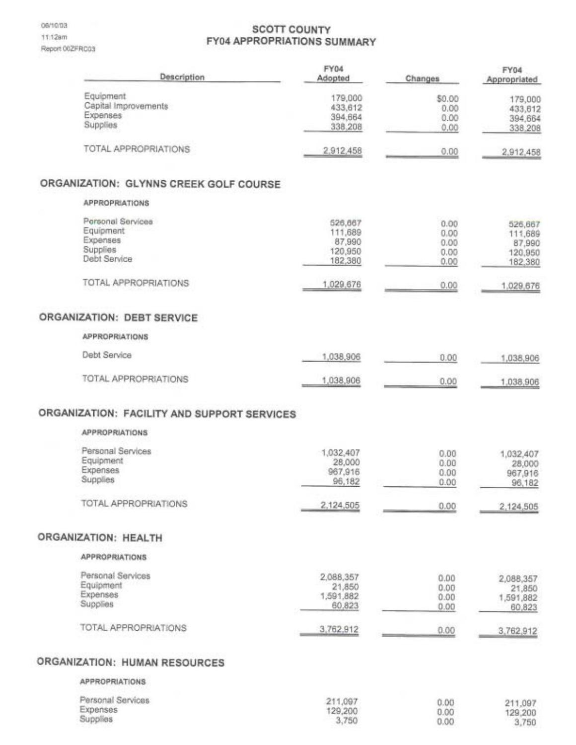06/10/03
11:12am
Report 00ZFRC03

# SCOTT COUNTY
## FY04 APPROPRIATIONS SUMMARY

| Description | FY04 Adopted | Changes | FY04 Appropriated |
|---|---|---|---|
| Equipment | 179,000 | $0.00 | 179,000 |
| Capital Improvements | 433,612 | 0.00 | 433,612 |
| Expenses | 394,664 | 0.00 | 394,664 |
| Supplies | 338,208 | 0.00 | 338,208 |
| TOTAL APPROPRIATIONS | 2,912,458 | 0.00 | 2,912,458 |

### ORGANIZATION: GLYNNS CREEK GOLF COURSE

**APPROPRIATIONS**

| Description | FY04 Adopted | Changes | FY04 Appropriated |
|---|---|---|---|
| Personal Services | 526,667 | 0.00 | 526,667 |
| Equipment | 111,689 | 0.00 | 111,689 |
| Expenses | 87,990 | 0.00 | 87,990 |
| Supplies | 120,950 | 0.00 | 120,950 |
| Debt Service | 182,380 | 0.00 | 182,380 |
| TOTAL APPROPRIATIONS | 1,029,676 | 0.00 | 1,029,676 |

### ORGANIZATION: DEBT SERVICE

**APPROPRIATIONS**

| Description | FY04 Adopted | Changes | FY04 Appropriated |
|---|---|---|---|
| Debt Service | 1,038,906 | 0.00 | 1,038,906 |
| TOTAL APPROPRIATIONS | 1,038,906 | 0.00 | 1,038,906 |

### ORGANIZATION: FACILITY AND SUPPORT SERVICES

**APPROPRIATIONS**

| Description | FY04 Adopted | Changes | FY04 Appropriated |
|---|---|---|---|
| Personal Services | 1,032,407 | 0.00 | 1,032,407 |
| Equipment | 28,000 | 0.00 | 28,000 |
| Expenses | 967,916 | 0.00 | 967,916 |
| Supplies | 96,182 | 0.00 | 96,182 |
| TOTAL APPROPRIATIONS | 2,124,505 | 0.00 | 2,124,505 |

### ORGANIZATION: HEALTH

**APPROPRIATIONS**

| Description | FY04 Adopted | Changes | FY04 Appropriated |
|---|---|---|---|
| Personal Services | 2,088,357 | 0.00 | 2,088,357 |
| Equipment | 21,850 | 0.00 | 21,850 |
| Expenses | 1,591,882 | 0.00 | 1,591,882 |
| Supplies | 60,823 | 0.00 | 60,823 |
| TOTAL APPROPRIATIONS | 3,762,912 | 0.00 | 3,762,912 |

### ORGANIZATION: HUMAN RESOURCES

**APPROPRIATIONS**

| Description | FY04 Adopted | Changes | FY04 Appropriated |
|---|---|---|---|
| Personal Services | 211,097 | 0.00 | 211,097 |
| Expenses | 129,200 | 0.00 | 129,200 |
| Supplies | 3,750 | 0.00 | 3,750 |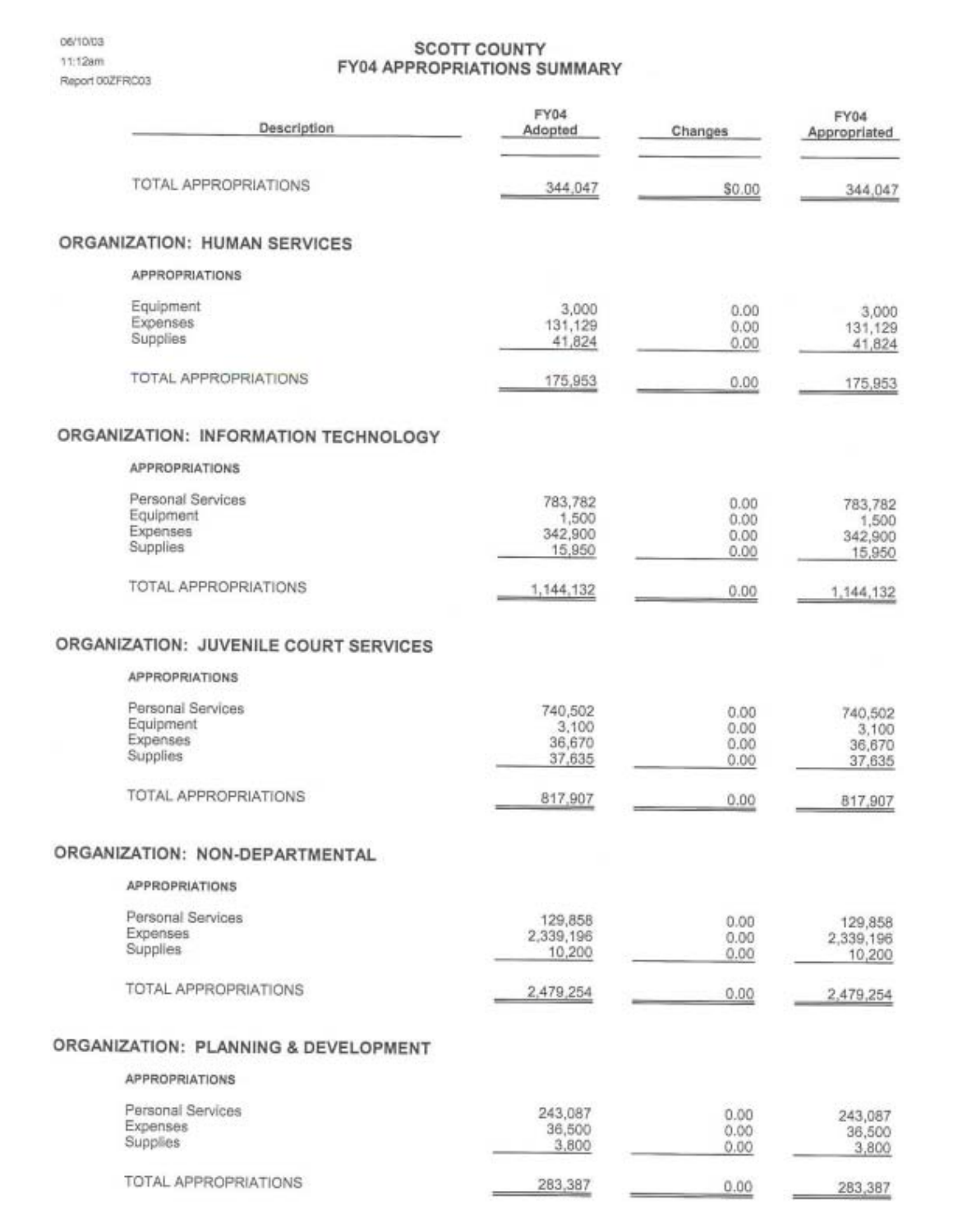06/10/03
11:12am
Report 00ZFRC03

# SCOTT COUNTY
# FY04 APPROPRIATIONS SUMMARY

| Description | FY04 Adopted | Changes | FY04 Appropriated |
|---|---|---|---|
| TOTAL APPROPRIATIONS | 344,047 | $0.00 | 344,047 |

## ORGANIZATION: HUMAN SERVICES

**APPROPRIATIONS**

| Description | FY04 Adopted | Changes | FY04 Appropriated |
|---|---|---|---|
| Equipment | 3,000 | 0.00 | 3,000 |
| Expenses | 131,129 | 0.00 | 131,129 |
| Supplies | 41,824 | 0.00 | 41,824 |
| TOTAL APPROPRIATIONS | 175,953 | 0.00 | 175,953 |

## ORGANIZATION: INFORMATION TECHNOLOGY

**APPROPRIATIONS**

| Description | FY04 Adopted | Changes | FY04 Appropriated |
|---|---|---|---|
| Personal Services | 783,782 | 0.00 | 783,782 |
| Equipment | 1,500 | 0.00 | 1,500 |
| Expenses | 342,900 | 0.00 | 342,900 |
| Supplies | 15,950 | 0.00 | 15,950 |
| TOTAL APPROPRIATIONS | 1,144,132 | 0.00 | 1,144,132 |

## ORGANIZATION: JUVENILE COURT SERVICES

**APPROPRIATIONS**

| Description | FY04 Adopted | Changes | FY04 Appropriated |
|---|---|---|---|
| Personal Services | 740,502 | 0.00 | 740,502 |
| Equipment | 3,100 | 0.00 | 3,100 |
| Expenses | 36,670 | 0.00 | 36,670 |
| Supplies | 37,635 | 0.00 | 37,635 |
| TOTAL APPROPRIATIONS | 817,907 | 0.00 | 817,907 |

## ORGANIZATION: NON-DEPARTMENTAL

**APPROPRIATIONS**

| Description | FY04 Adopted | Changes | FY04 Appropriated |
|---|---|---|---|
| Personal Services | 129,858 | 0.00 | 129,858 |
| Expenses | 2,339,196 | 0.00 | 2,339,196 |
| Supplies | 10,200 | 0.00 | 10,200 |
| TOTAL APPROPRIATIONS | 2,479,254 | 0.00 | 2,479,254 |

## ORGANIZATION: PLANNING & DEVELOPMENT

**APPROPRIATIONS**

| Description | FY04 Adopted | Changes | FY04 Appropriated |
|---|---|---|---|
| Personal Services | 243,087 | 0.00 | 243,087 |
| Expenses | 36,500 | 0.00 | 36,500 |
| Supplies | 3,800 | 0.00 | 3,800 |
| TOTAL APPROPRIATIONS | 283,387 | 0.00 | 283,387 |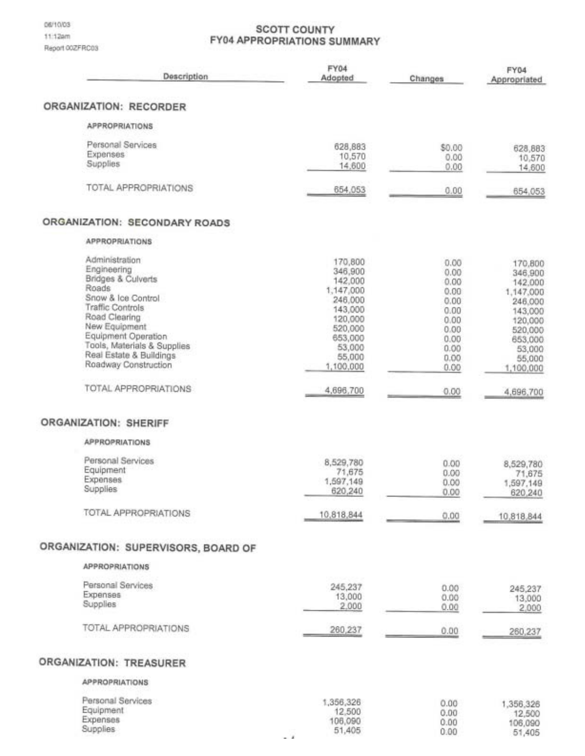# SCOTT COUNTY
## FY04 APPROPRIATIONS SUMMARY

| Description | FY04 Adopted | Changes | FY04 Appropriated |
|---|---|---|---|
| **ORGANIZATION: RECORDER** | | | |
| APPROPRIATIONS | | | |
| Personal Services | 628,883 | $0.00 | 628,883 |
| Expenses | 10,570 | 0.00 | 10,570 |
| Supplies | 14,600 | 0.00 | 14,600 |
| TOTAL APPROPRIATIONS | 654,053 | 0.00 | 654,053 |
| **ORGANIZATION: SECONDARY ROADS** | | | |
| APPROPRIATIONS | | | |
| Administration | 170,800 | 0.00 | 170,800 |
| Engineering | 346,900 | 0.00 | 346,900 |
| Bridges & Culverts | 142,000 | 0.00 | 142,000 |
| Roads | 1,147,000 | 0.00 | 1,147,000 |
| Snow & Ice Control | 246,000 | 0.00 | 246,000 |
| Traffic Controls | 143,000 | 0.00 | 143,000 |
| Road Clearing | 120,000 | 0.00 | 120,000 |
| New Equipment | 520,000 | 0.00 | 520,000 |
| Equipment Operation | 653,000 | 0.00 | 653,000 |
| Tools, Materials & Supplies | 53,000 | 0.00 | 53,000 |
| Real Estate & Buildings | 55,000 | 0.00 | 55,000 |
| Roadway Construction | 1,100,000 | 0.00 | 1,100,000 |
| TOTAL APPROPRIATIONS | 4,696,700 | 0.00 | 4,696,700 |
| **ORGANIZATION: SHERIFF** | | | |
| APPROPRIATIONS | | | |
| Personal Services | 8,529,780 | 0.00 | 8,529,780 |
| Equipment | 71,675 | 0.00 | 71,675 |
| Expenses | 1,597,149 | 0.00 | 1,597,149 |
| Supplies | 620,240 | 0.00 | 620,240 |
| TOTAL APPROPRIATIONS | 10,818,844 | 0.00 | 10,818,844 |
| **ORGANIZATION: SUPERVISORS, BOARD OF** | | | |
| APPROPRIATIONS | | | |
| Personal Services | 245,237 | 0.00 | 245,237 |
| Expenses | 13,000 | 0.00 | 13,000 |
| Supplies | 2,000 | 0.00 | 2,000 |
| TOTAL APPROPRIATIONS | 260,237 | 0.00 | 260,237 |
| **ORGANIZATION: TREASURER** | | | |
| APPROPRIATIONS | | | |
| Personal Services | 1,356,326 | 0.00 | 1,356,326 |
| Equipment | 12,500 | 0.00 | 12,500 |
| Expenses | 106,090 | 0.00 | 106,090 |
| Supplies | 51,405 | 0.00 | 51,405 |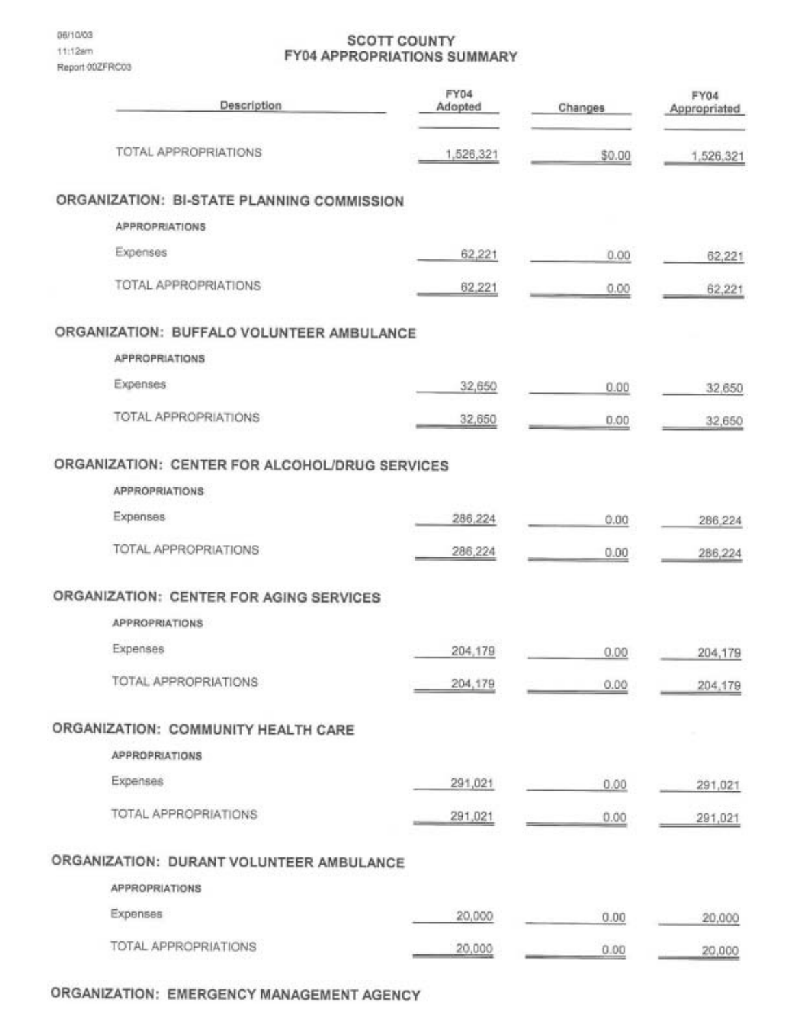# SCOTT COUNTY
## FY04 APPROPRIATIONS SUMMARY

| Description | FY04 Adopted | Changes | FY04 Appropriated |
|---|---|---|---|
| TOTAL APPROPRIATIONS | 1,526,321 | $0.00 | 1,526,321 |

### ORGANIZATION: BI-STATE PLANNING COMMISSION

| APPROPRIATIONS | FY04 Adopted | Changes | FY04 Appropriated |
|---|---|---|---|
| Expenses | 62,221 | 0.00 | 62,221 |
| TOTAL APPROPRIATIONS | 62,221 | 0.00 | 62,221 |

### ORGANIZATION: BUFFALO VOLUNTEER AMBULANCE

| APPROPRIATIONS | FY04 Adopted | Changes | FY04 Appropriated |
|---|---|---|---|
| Expenses | 32,650 | 0.00 | 32,650 |
| TOTAL APPROPRIATIONS | 32,650 | 0.00 | 32,650 |

### ORGANIZATION: CENTER FOR ALCOHOL/DRUG SERVICES

| APPROPRIATIONS | FY04 Adopted | Changes | FY04 Appropriated |
|---|---|---|---|
| Expenses | 286,224 | 0.00 | 286,224 |
| TOTAL APPROPRIATIONS | 286,224 | 0.00 | 286,224 |

### ORGANIZATION: CENTER FOR AGING SERVICES

| APPROPRIATIONS | FY04 Adopted | Changes | FY04 Appropriated |
|---|---|---|---|
| Expenses | 204,179 | 0.00 | 204,179 |
| TOTAL APPROPRIATIONS | 204,179 | 0.00 | 204,179 |

### ORGANIZATION: COMMUNITY HEALTH CARE

| APPROPRIATIONS | FY04 Adopted | Changes | FY04 Appropriated |
|---|---|---|---|
| Expenses | 291,021 | 0.00 | 291,021 |
| TOTAL APPROPRIATIONS | 291,021 | 0.00 | 291,021 |

### ORGANIZATION: DURANT VOLUNTEER AMBULANCE

| APPROPRIATIONS | FY04 Adopted | Changes | FY04 Appropriated |
|---|---|---|---|
| Expenses | 20,000 | 0.00 | 20,000 |
| TOTAL APPROPRIATIONS | 20,000 | 0.00 | 20,000 |

### ORGANIZATION: EMERGENCY MANAGEMENT AGENCY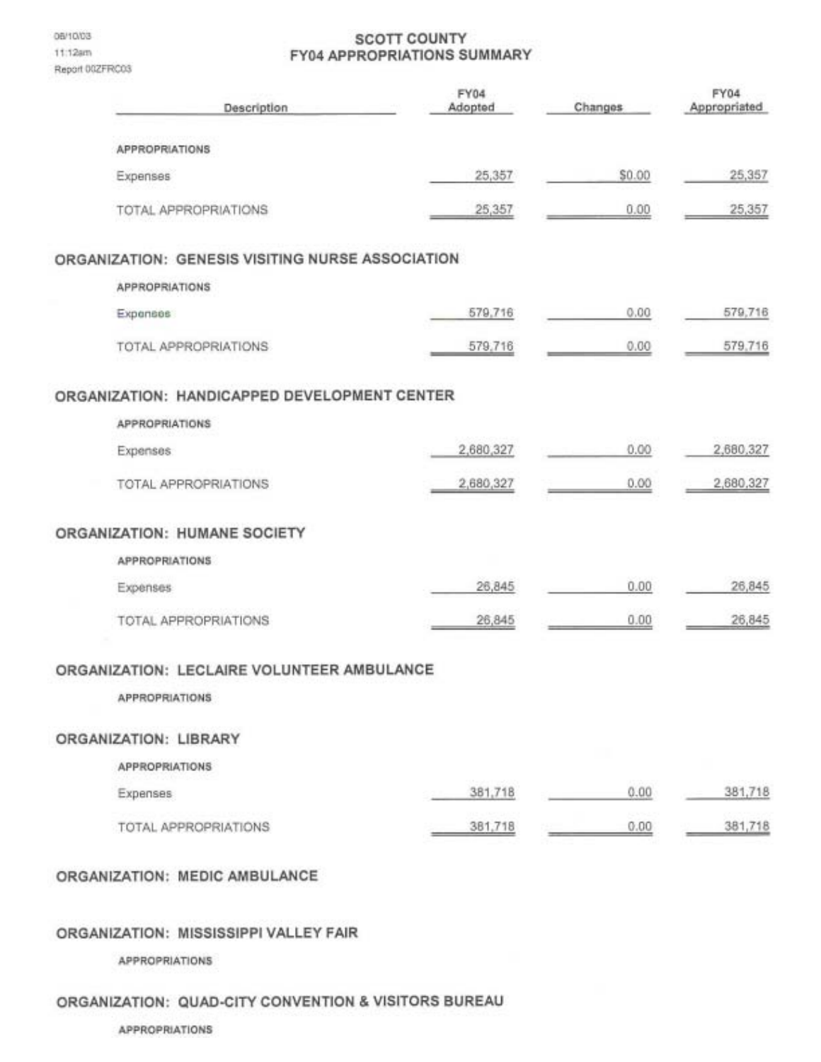06/10/03
11:12am
Report 00ZFRC03

# SCOTT COUNTY
## FY04 APPROPRIATIONS SUMMARY

| Description | FY04 Adopted | Changes | FY04 Appropriated |
|---|---|---|---|
| **APPROPRIATIONS** | | | |
| Expenses | 25,357 | $0.00 | 25,357 |
| TOTAL APPROPRIATIONS | 25,357 | 0.00 | 25,357 |

### ORGANIZATION: GENESIS VISITING NURSE ASSOCIATION

| Description | FY04 Adopted | Changes | FY04 Appropriated |
|---|---|---|---|
| **APPROPRIATIONS** | | | |
| Expenses | 579,716 | 0.00 | 579,716 |
| TOTAL APPROPRIATIONS | 579,716 | 0.00 | 579,716 |

### ORGANIZATION: HANDICAPPED DEVELOPMENT CENTER

| Description | FY04 Adopted | Changes | FY04 Appropriated |
|---|---|---|---|
| **APPROPRIATIONS** | | | |
| Expenses | 2,680,327 | 0.00 | 2,680,327 |
| TOTAL APPROPRIATIONS | 2,680,327 | 0.00 | 2,680,327 |

### ORGANIZATION: HUMANE SOCIETY

| Description | FY04 Adopted | Changes | FY04 Appropriated |
|---|---|---|---|
| **APPROPRIATIONS** | | | |
| Expenses | 26,845 | 0.00 | 26,845 |
| TOTAL APPROPRIATIONS | 26,845 | 0.00 | 26,845 |

### ORGANIZATION: LECLAIRE VOLUNTEER AMBULANCE

**APPROPRIATIONS**

### ORGANIZATION: LIBRARY

| Description | FY04 Adopted | Changes | FY04 Appropriated |
|---|---|---|---|
| **APPROPRIATIONS** | | | |
| Expenses | 381,718 | 0.00 | 381,718 |
| TOTAL APPROPRIATIONS | 381,718 | 0.00 | 381,718 |

### ORGANIZATION: MEDIC AMBULANCE

### ORGANIZATION: MISSISSIPPI VALLEY FAIR

**APPROPRIATIONS**

### ORGANIZATION: QUAD-CITY CONVENTION & VISITORS BUREAU

**APPROPRIATIONS**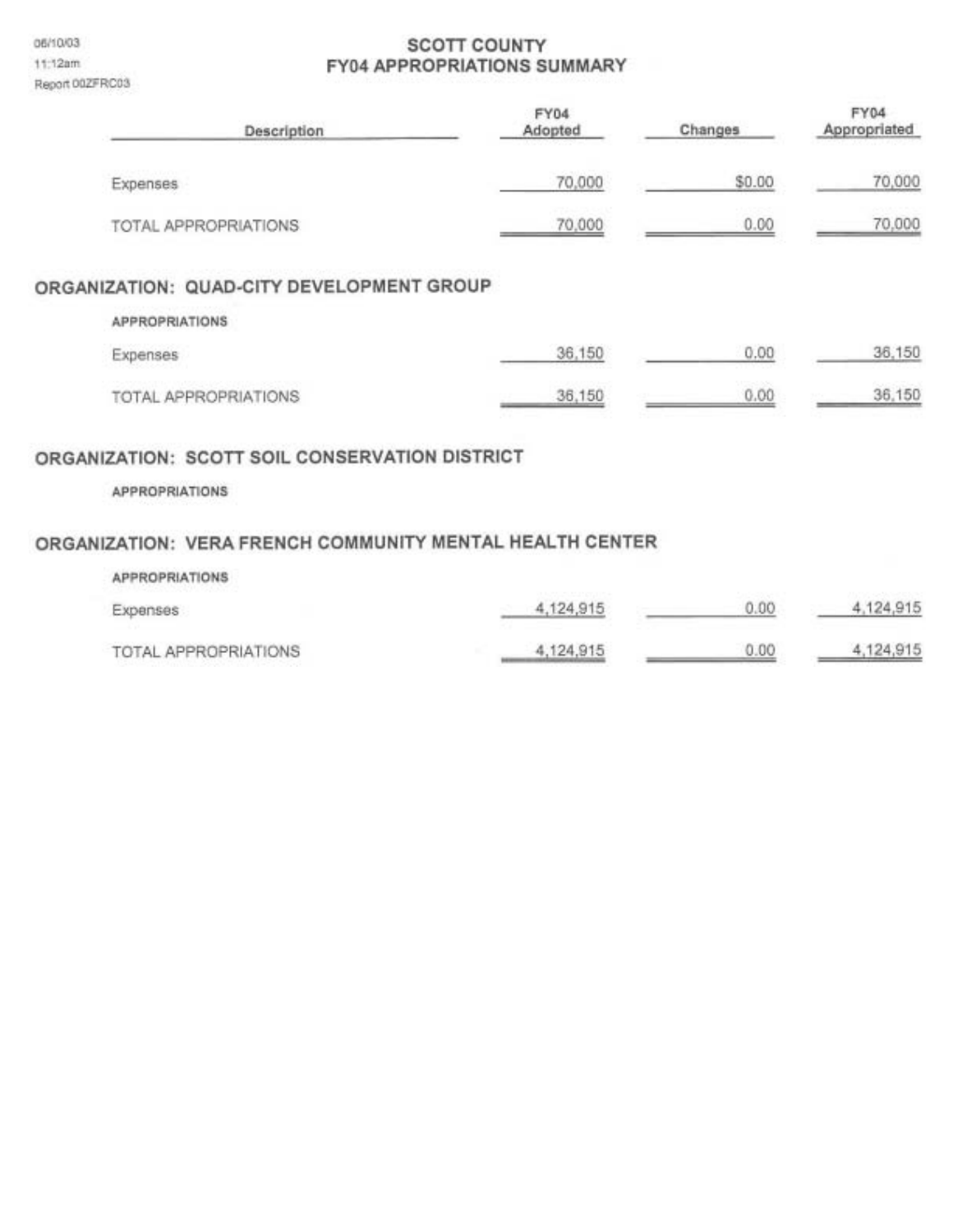# SCOTT COUNTY
## FY04 APPROPRIATIONS SUMMARY

| Description | FY04 Adopted | Changes | FY04 Appropriated |
|---|---|---|---|
| Expenses | 70,000 | $0.00 | 70,000 |
| TOTAL APPROPRIATIONS | 70,000 | 0.00 | 70,000 |

## ORGANIZATION: QUAD-CITY DEVELOPMENT GROUP

**APPROPRIATIONS**

| Description | FY04 Adopted | Changes | FY04 Appropriated |
|---|---|---|---|
| Expenses | 36,150 | 0.00 | 36,150 |
| TOTAL APPROPRIATIONS | 36,150 | 0.00 | 36,150 |

## ORGANIZATION: SCOTT SOIL CONSERVATION DISTRICT

**APPROPRIATIONS**

## ORGANIZATION: VERA FRENCH COMMUNITY MENTAL HEALTH CENTER

**APPROPRIATIONS**

| Description | FY04 Adopted | Changes | FY04 Appropriated |
|---|---|---|---|
| Expenses | 4,124,915 | 0.00 | 4,124,915 |
| TOTAL APPROPRIATIONS | 4,124,915 | 0.00 | 4,124,915 |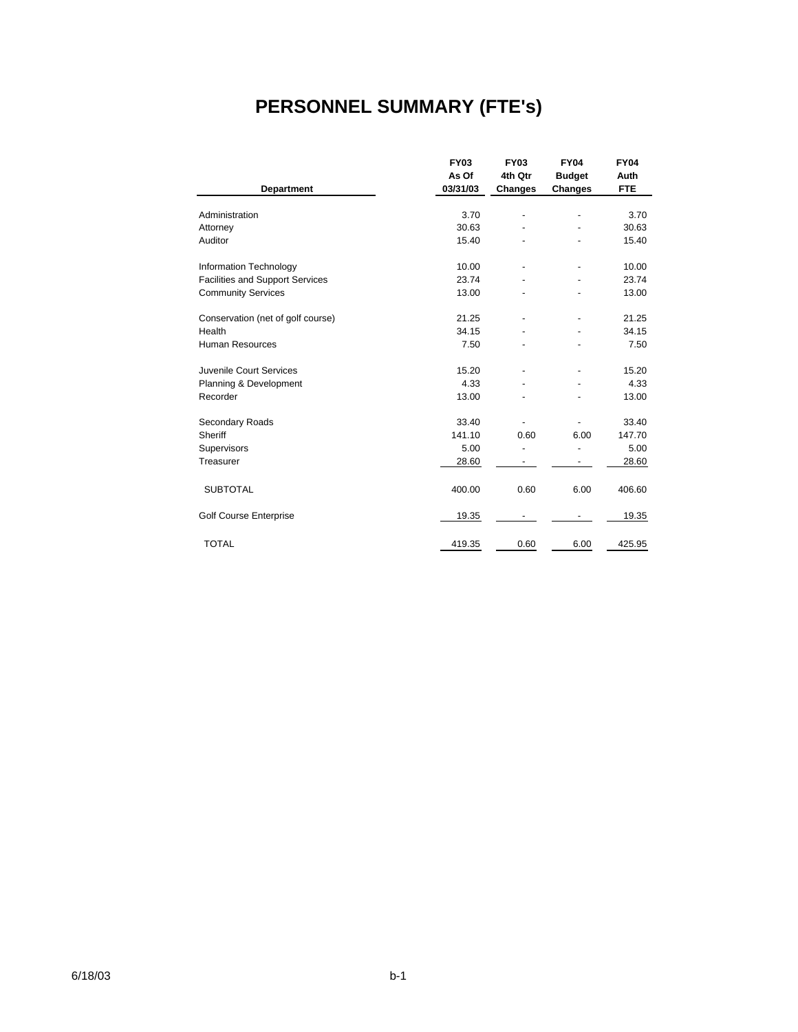# PERSONNEL SUMMARY (FTE's)

| Department | FY03 As Of 03/31/03 | FY03 4th Qtr Changes | FY04 Budget Changes | FY04 Auth FTE |
|---|---|---|---|---|
| Administration | 3.70 | - | - | 3.70 |
| Attorney | 30.63 | - | - | 30.63 |
| Auditor | 15.40 | - | - | 15.40 |
| Information Technology | 10.00 | - | - | 10.00 |
| Facilities and Support Services | 23.74 | - | - | 23.74 |
| Community Services | 13.00 | - | - | 13.00 |
| Conservation (net of golf course) | 21.25 | - | - | 21.25 |
| Health | 34.15 | - | - | 34.15 |
| Human Resources | 7.50 | - | - | 7.50 |
| Juvenile Court Services | 15.20 | - | - | 15.20 |
| Planning & Development | 4.33 | - | - | 4.33 |
| Recorder | 13.00 | - | - | 13.00 |
| Secondary Roads | 33.40 | - | - | 33.40 |
| Sheriff | 141.10 | 0.60 | 6.00 | 147.70 |
| Supervisors | 5.00 | - | - | 5.00 |
| Treasurer | 28.60 | - | - | 28.60 |
| SUBTOTAL | 400.00 | 0.60 | 6.00 | 406.60 |
| Golf Course Enterprise | 19.35 | - | - | 19.35 |
| TOTAL | 419.35 | 0.60 | 6.00 | 425.95 |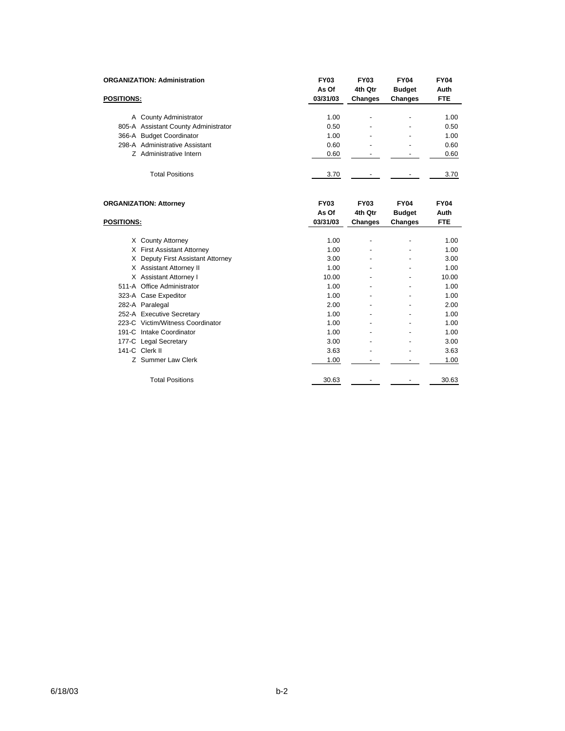**ORGANIZATION: Administration**

| POSITIONS: | | FY03 As Of 03/31/03 | FY03 4th Qtr Changes | FY04 Budget Changes | FY04 Auth FTE |
|---|---|---|---|---|---|
| A | County Administrator | 1.00 | - | - | 1.00 |
| 805-A | Assistant County Administrator | 0.50 | - | - | 0.50 |
| 366-A | Budget Coordinator | 1.00 | - | - | 1.00 |
| 298-A | Administrative Assistant | 0.60 | - | - | 0.60 |
| Z | Administrative Intern | 0.60 | - | - | 0.60 |
| | Total Positions | 3.70 | - | - | 3.70 |

**ORGANIZATION: Attorney**

| POSITIONS: | | FY03 As Of 03/31/03 | FY03 4th Qtr Changes | FY04 Budget Changes | FY04 Auth FTE |
|---|---|---|---|---|---|
| X | County Attorney | 1.00 | - | - | 1.00 |
| X | First Assistant Attorney | 1.00 | - | - | 1.00 |
| X | Deputy First Assistant Attorney | 3.00 | - | - | 3.00 |
| X | Assistant Attorney II | 1.00 | - | - | 1.00 |
| X | Assistant Attorney I | 10.00 | - | - | 10.00 |
| 511-A | Office Administrator | 1.00 | - | - | 1.00 |
| 323-A | Case Expeditor | 1.00 | - | - | 1.00 |
| 282-A | Paralegal | 2.00 | - | - | 2.00 |
| 252-A | Executive Secretary | 1.00 | - | - | 1.00 |
| 223-C | Victim/Witness Coordinator | 1.00 | - | - | 1.00 |
| 191-C | Intake Coordinator | 1.00 | - | - | 1.00 |
| 177-C | Legal Secretary | 3.00 | - | - | 3.00 |
| 141-C | Clerk II | 3.63 | - | - | 3.63 |
| Z | Summer Law Clerk | 1.00 | - | - | 1.00 |
| | Total Positions | 30.63 | - | - | 30.63 |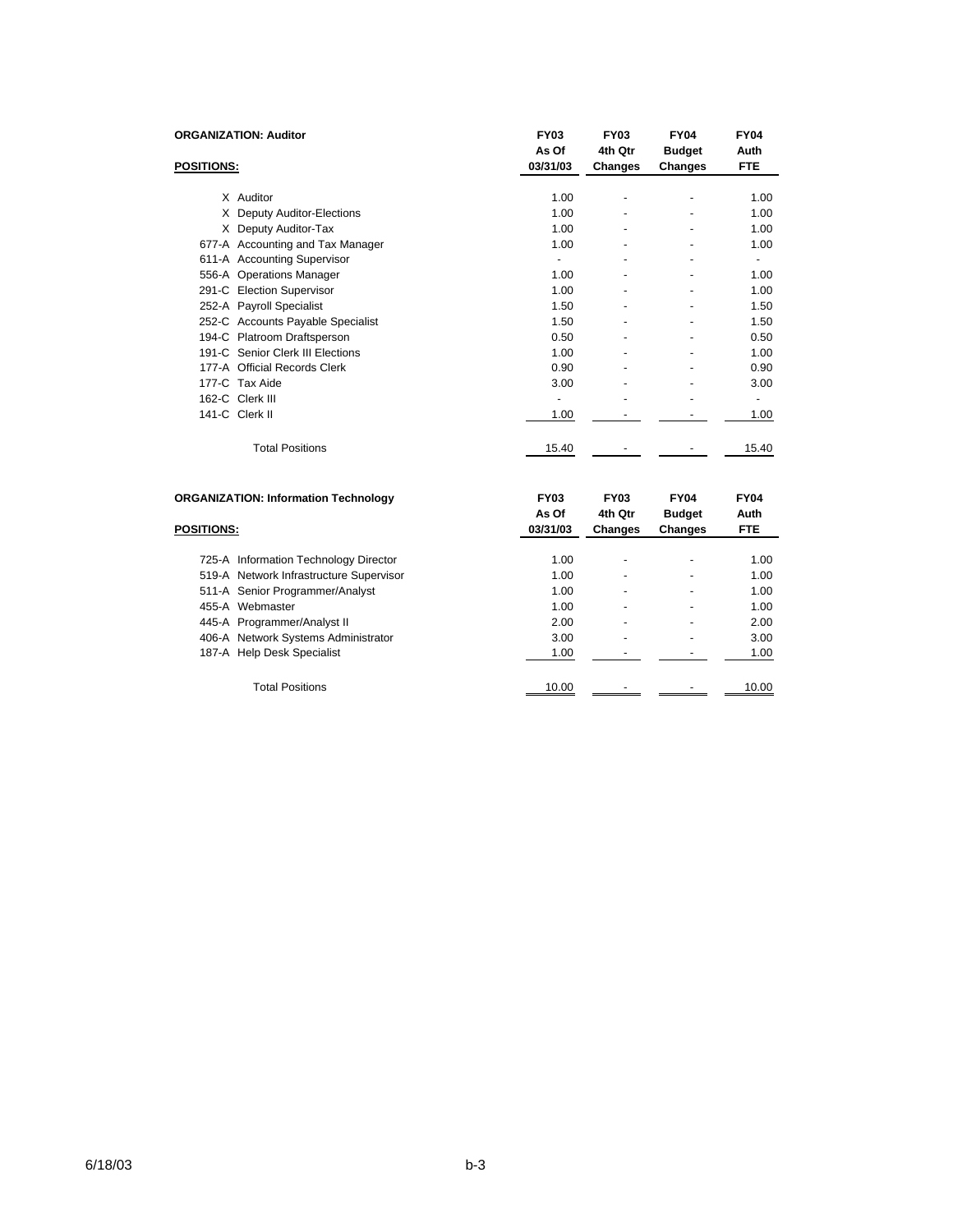**ORGANIZATION: Auditor**

| POSITIONS: | FY03 As Of 03/31/03 | FY03 4th Qtr Changes | FY04 Budget Changes | FY04 Auth FTE |
|---|---|---|---|---|
| X Auditor | 1.00 | - | - | 1.00 |
| X Deputy Auditor-Elections | 1.00 | - | - | 1.00 |
| X Deputy Auditor-Tax | 1.00 | - | - | 1.00 |
| 677-A Accounting and Tax Manager | 1.00 | - | - | 1.00 |
| 611-A Accounting Supervisor | - | - | - | - |
| 556-A Operations Manager | 1.00 | - | - | 1.00 |
| 291-C Election Supervisor | 1.00 | - | - | 1.00 |
| 252-A Payroll Specialist | 1.50 | - | - | 1.50 |
| 252-C Accounts Payable Specialist | 1.50 | - | - | 1.50 |
| 194-C Platroom Draftsperson | 0.50 | - | - | 0.50 |
| 191-C Senior Clerk III Elections | 1.00 | - | - | 1.00 |
| 177-A Official Records Clerk | 0.90 | - | - | 0.90 |
| 177-C Tax Aide | 3.00 | - | - | 3.00 |
| 162-C Clerk III | - | - | - | - |
| 141-C Clerk II | 1.00 | - | - | 1.00 |
| Total Positions | 15.40 | - | - | 15.40 |

**ORGANIZATION: Information Technology**

| POSITIONS: | FY03 As Of 03/31/03 | FY03 4th Qtr Changes | FY04 Budget Changes | FY04 Auth FTE |
|---|---|---|---|---|
| 725-A Information Technology Director | 1.00 | - | - | 1.00 |
| 519-A Network Infrastructure Supervisor | 1.00 | - | - | 1.00 |
| 511-A Senior Programmer/Analyst | 1.00 | - | - | 1.00 |
| 455-A Webmaster | 1.00 | - | - | 1.00 |
| 445-A Programmer/Analyst II | 2.00 | - | - | 2.00 |
| 406-A Network Systems Administrator | 3.00 | - | - | 3.00 |
| 187-A Help Desk Specialist | 1.00 | - | - | 1.00 |
| Total Positions | 10.00 | - | - | 10.00 |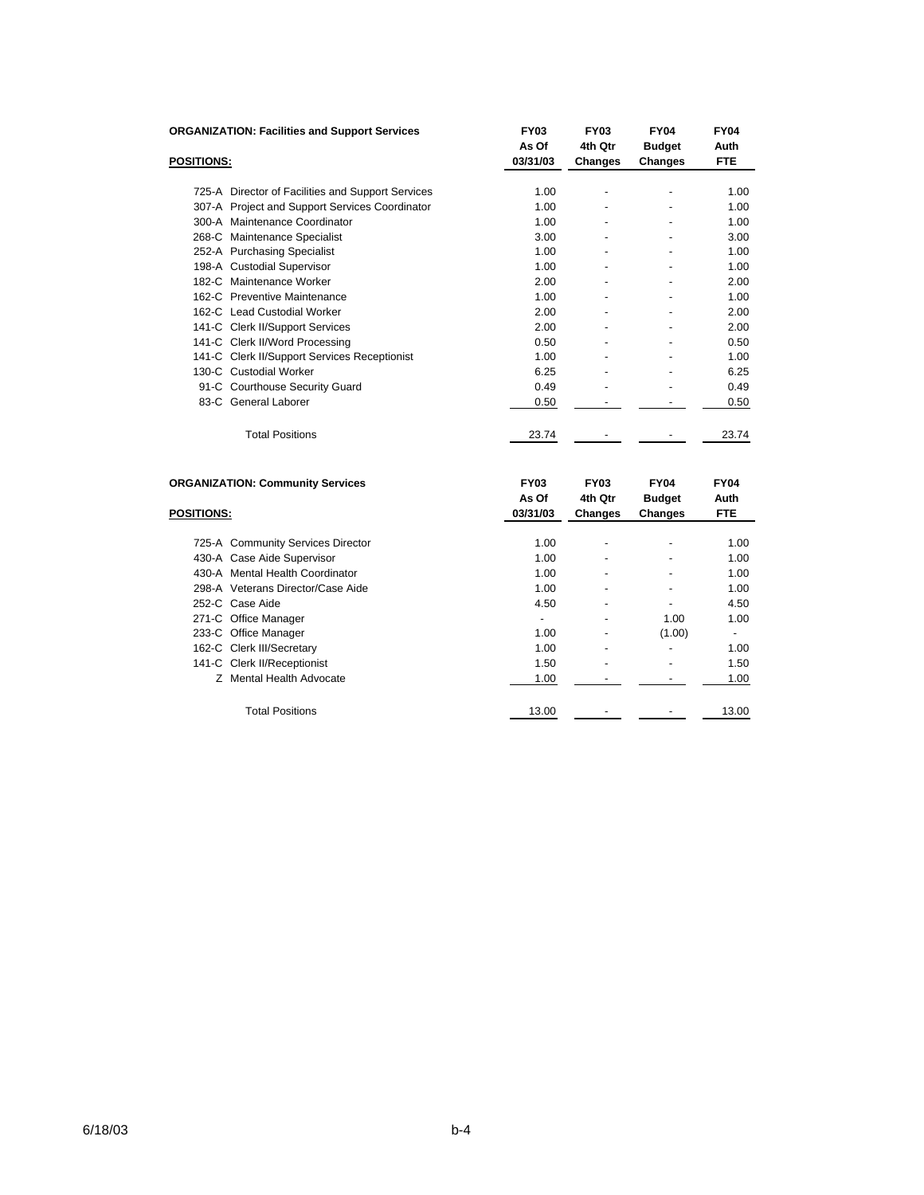**ORGANIZATION: Facilities and Support Services**

| POSITIONS: | FY03 As Of 03/31/03 | FY03 4th Qtr Changes | FY04 Budget Changes | FY04 Auth FTE |
|---|---|---|---|---|
| 725-A Director of Facilities and Support Services | 1.00 | - | - | 1.00 |
| 307-A Project and Support Services Coordinator | 1.00 | - | - | 1.00 |
| 300-A Maintenance Coordinator | 1.00 | - | - | 1.00 |
| 268-C Maintenance Specialist | 3.00 | - | - | 3.00 |
| 252-A Purchasing Specialist | 1.00 | - | - | 1.00 |
| 198-A Custodial Supervisor | 1.00 | - | - | 1.00 |
| 182-C Maintenance Worker | 2.00 | - | - | 2.00 |
| 162-C Preventive Maintenance | 1.00 | - | - | 1.00 |
| 162-C Lead Custodial Worker | 2.00 | - | - | 2.00 |
| 141-C Clerk II/Support Services | 2.00 | - | - | 2.00 |
| 141-C Clerk II/Word Processing | 0.50 | - | - | 0.50 |
| 141-C Clerk II/Support Services Receptionist | 1.00 | - | - | 1.00 |
| 130-C Custodial Worker | 6.25 | - | - | 6.25 |
| 91-C Courthouse Security Guard | 0.49 | - | - | 0.49 |
| 83-C General Laborer | 0.50 | - | - | 0.50 |
| Total Positions | 23.74 | - | - | 23.74 |

**ORGANIZATION: Community Services**

| POSITIONS: | FY03 As Of 03/31/03 | FY03 4th Qtr Changes | FY04 Budget Changes | FY04 Auth FTE |
|---|---|---|---|---|
| 725-A Community Services Director | 1.00 | - | - | 1.00 |
| 430-A Case Aide Supervisor | 1.00 | - | - | 1.00 |
| 430-A Mental Health Coordinator | 1.00 | - | - | 1.00 |
| 298-A Veterans Director/Case Aide | 1.00 | - | - | 1.00 |
| 252-C Case Aide | 4.50 | - | - | 4.50 |
| 271-C Office Manager | - | - | 1.00 | 1.00 |
| 233-C Office Manager | 1.00 | - | (1.00) | - |
| 162-C Clerk III/Secretary | 1.00 | - | - | 1.00 |
| 141-C Clerk II/Receptionist | 1.50 | - | - | 1.50 |
| Z Mental Health Advocate | 1.00 | - | - | 1.00 |
| Total Positions | 13.00 | - | - | 13.00 |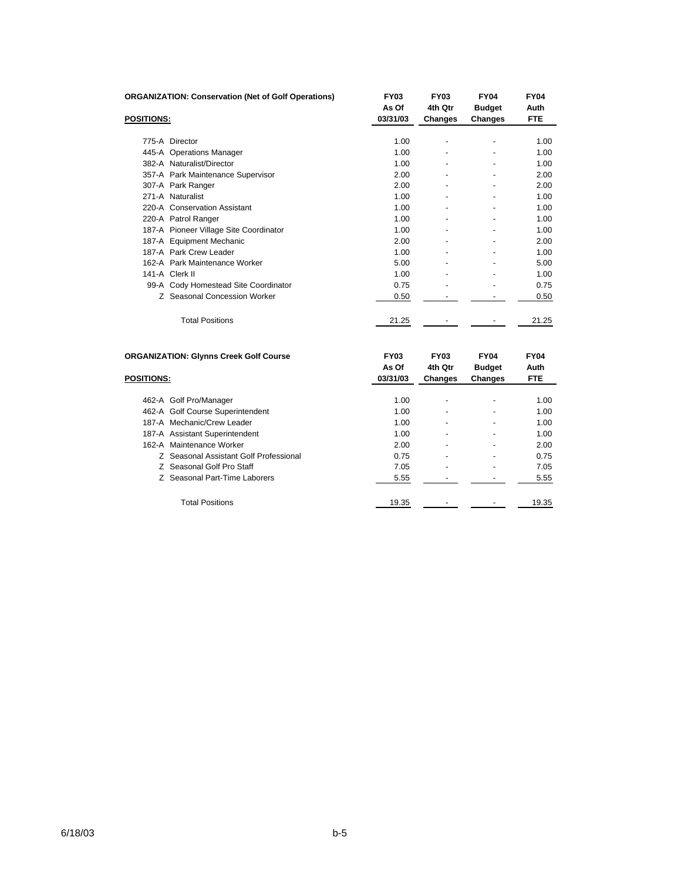**ORGANIZATION: Conservation (Net of Golf Operations)**

| POSITIONS: | FY03 As Of 03/31/03 | FY03 4th Qtr Changes | FY04 Budget Changes | FY04 Auth FTE |
|---|---|---|---|---|
| 775-A Director | 1.00 | - | - | 1.00 |
| 445-A Operations Manager | 1.00 | - | - | 1.00 |
| 382-A Naturalist/Director | 1.00 | - | - | 1.00 |
| 357-A Park Maintenance Supervisor | 2.00 | - | - | 2.00 |
| 307-A Park Ranger | 2.00 | - | - | 2.00 |
| 271-A Naturalist | 1.00 | - | - | 1.00 |
| 220-A Conservation Assistant | 1.00 | - | - | 1.00 |
| 220-A Patrol Ranger | 1.00 | - | - | 1.00 |
| 187-A Pioneer Village Site Coordinator | 1.00 | - | - | 1.00 |
| 187-A Equipment Mechanic | 2.00 | - | - | 2.00 |
| 187-A Park Crew Leader | 1.00 | - | - | 1.00 |
| 162-A Park Maintenance Worker | 5.00 | - | - | 5.00 |
| 141-A Clerk II | 1.00 | - | - | 1.00 |
| 99-A Cody Homestead Site Coordinator | 0.75 | - | - | 0.75 |
| Z Seasonal Concession Worker | 0.50 | - | - | 0.50 |
| Total Positions | 21.25 | - | - | 21.25 |

**ORGANIZATION: Glynns Creek Golf Course**

| POSITIONS: | FY03 As Of 03/31/03 | FY03 4th Qtr Changes | FY04 Budget Changes | FY04 Auth FTE |
|---|---|---|---|---|
| 462-A Golf Pro/Manager | 1.00 | - | - | 1.00 |
| 462-A Golf Course Superintendent | 1.00 | - | - | 1.00 |
| 187-A Mechanic/Crew Leader | 1.00 | - | - | 1.00 |
| 187-A Assistant Superintendent | 1.00 | - | - | 1.00 |
| 162-A Maintenance Worker | 2.00 | - | - | 2.00 |
| Z Seasonal Assistant Golf Professional | 0.75 | - | - | 0.75 |
| Z Seasonal Golf Pro Staff | 7.05 | - | - | 7.05 |
| Z Seasonal Part-Time Laborers | 5.55 | - | - | 5.55 |
| Total Positions | 19.35 | - | - | 19.35 |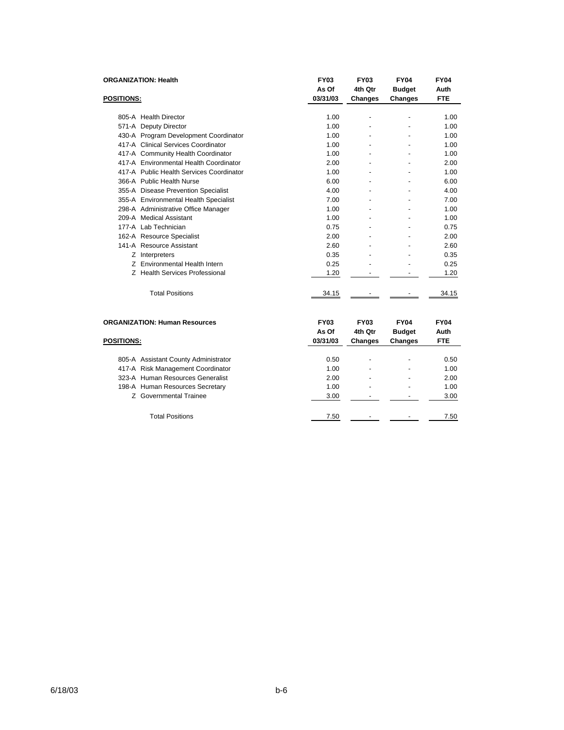**ORGANIZATION: Health**

| POSITIONS: | FY03 As Of 03/31/03 | FY03 4th Qtr Changes | FY04 Budget Changes | FY04 Auth FTE |
|---|---|---|---|---|
| 805-A Health Director | 1.00 | - | - | 1.00 |
| 571-A Deputy Director | 1.00 | - | - | 1.00 |
| 430-A Program Development Coordinator | 1.00 | - | - | 1.00 |
| 417-A Clinical Services Coordinator | 1.00 | - | - | 1.00 |
| 417-A Community Health Coordinator | 1.00 | - | - | 1.00 |
| 417-A Environmental Health Coordinator | 2.00 | - | - | 2.00 |
| 417-A Public Health Services Coordinator | 1.00 | - | - | 1.00 |
| 366-A Public Health Nurse | 6.00 | - | - | 6.00 |
| 355-A Disease Prevention Specialist | 4.00 | - | - | 4.00 |
| 355-A Environmental Health Specialist | 7.00 | - | - | 7.00 |
| 298-A Administrative Office Manager | 1.00 | - | - | 1.00 |
| 209-A Medical Assistant | 1.00 | - | - | 1.00 |
| 177-A Lab Technician | 0.75 | - | - | 0.75 |
| 162-A Resource Specialist | 2.00 | - | - | 2.00 |
| 141-A Resource Assistant | 2.60 | - | - | 2.60 |
| Z Interpreters | 0.35 | - | - | 0.35 |
| Z Environmental Health Intern | 0.25 | - | - | 0.25 |
| Z Health Services Professional | 1.20 | - | - | 1.20 |
| Total Positions | 34.15 | - | - | 34.15 |

**ORGANIZATION: Human Resources**

| POSITIONS: | FY03 As Of 03/31/03 | FY03 4th Qtr Changes | FY04 Budget Changes | FY04 Auth FTE |
|---|---|---|---|---|
| 805-A Assistant County Administrator | 0.50 | - | - | 0.50 |
| 417-A Risk Management Coordinator | 1.00 | - | - | 1.00 |
| 323-A Human Resources Generalist | 2.00 | - | - | 2.00 |
| 198-A Human Resources Secretary | 1.00 | - | - | 1.00 |
| Z Governmental Trainee | 3.00 | - | - | 3.00 |
| Total Positions | 7.50 | - | - | 7.50 |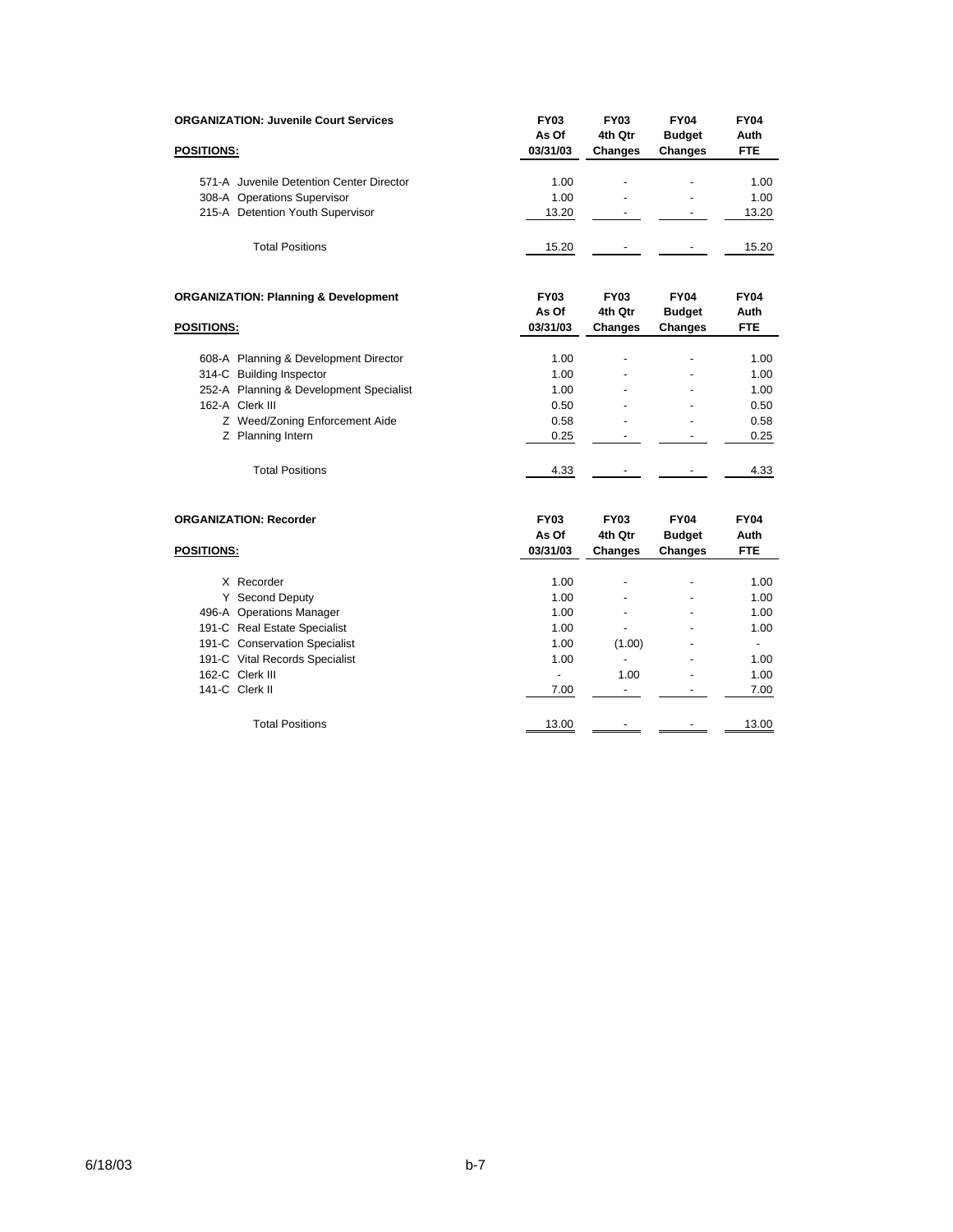**ORGANIZATION: Juvenile Court Services**

| POSITIONS: | FY03 As Of 03/31/03 | FY03 4th Qtr Changes | FY04 Budget Changes | FY04 Auth FTE |
|---|---|---|---|---|
| 571-A Juvenile Detention Center Director | 1.00 | - | - | 1.00 |
| 308-A Operations Supervisor | 1.00 | - | - | 1.00 |
| 215-A Detention Youth Supervisor | 13.20 | - | - | 13.20 |
| Total Positions | 15.20 | - | - | 15.20 |

**ORGANIZATION: Planning & Development**

| POSITIONS: | FY03 As Of 03/31/03 | FY03 4th Qtr Changes | FY04 Budget Changes | FY04 Auth FTE |
|---|---|---|---|---|
| 608-A Planning & Development Director | 1.00 | - | - | 1.00 |
| 314-C Building Inspector | 1.00 | - | - | 1.00 |
| 252-A Planning & Development Specialist | 1.00 | - | - | 1.00 |
| 162-A Clerk III | 0.50 | - | - | 0.50 |
| Z Weed/Zoning Enforcement Aide | 0.58 | - | - | 0.58 |
| Z Planning Intern | 0.25 | - | - | 0.25 |
| Total Positions | 4.33 | - | - | 4.33 |

**ORGANIZATION: Recorder**

| POSITIONS: | FY03 As Of 03/31/03 | FY03 4th Qtr Changes | FY04 Budget Changes | FY04 Auth FTE |
|---|---|---|---|---|
| X Recorder | 1.00 | - | - | 1.00 |
| Y Second Deputy | 1.00 | - | - | 1.00 |
| 496-A Operations Manager | 1.00 | - | - | 1.00 |
| 191-C Real Estate Specialist | 1.00 | - | - | 1.00 |
| 191-C Conservation Specialist | 1.00 | (1.00) | - | - |
| 191-C Vital Records Specialist | 1.00 | - | - | 1.00 |
| 162-C Clerk III | - | 1.00 | - | 1.00 |
| 141-C Clerk II | 7.00 | - | - | 7.00 |
| Total Positions | 13.00 | - | - | 13.00 |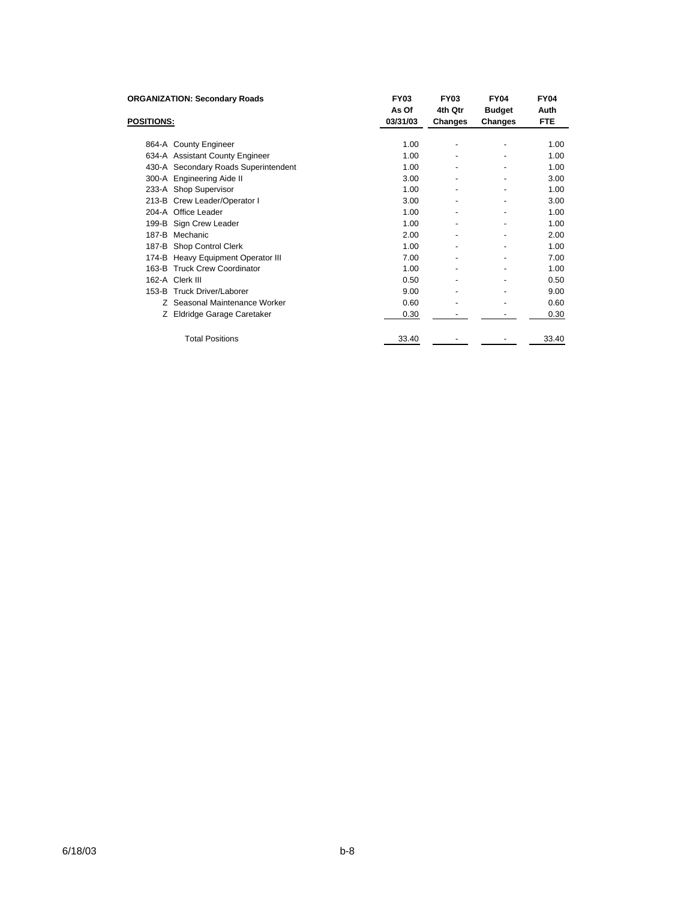**ORGANIZATION: Secondary Roads**

| POSITIONS: | FY03 As Of 03/31/03 | FY03 4th Qtr Changes | FY04 Budget Changes | FY04 Auth FTE |
|---|---|---|---|---|
| 864-A County Engineer | 1.00 | - | - | 1.00 |
| 634-A Assistant County Engineer | 1.00 | - | - | 1.00 |
| 430-A Secondary Roads Superintendent | 1.00 | - | - | 1.00 |
| 300-A Engineering Aide II | 3.00 | - | - | 3.00 |
| 233-A Shop Supervisor | 1.00 | - | - | 1.00 |
| 213-B Crew Leader/Operator I | 3.00 | - | - | 3.00 |
| 204-A Office Leader | 1.00 | - | - | 1.00 |
| 199-B Sign Crew Leader | 1.00 | - | - | 1.00 |
| 187-B Mechanic | 2.00 | - | - | 2.00 |
| 187-B Shop Control Clerk | 1.00 | - | - | 1.00 |
| 174-B Heavy Equipment Operator III | 7.00 | - | - | 7.00 |
| 163-B Truck Crew Coordinator | 1.00 | - | - | 1.00 |
| 162-A Clerk III | 0.50 | - | - | 0.50 |
| 153-B Truck Driver/Laborer | 9.00 | - | - | 9.00 |
| Z Seasonal Maintenance Worker | 0.60 | - | - | 0.60 |
| Z Eldridge Garage Caretaker | 0.30 | - | - | 0.30 |
| Total Positions | 33.40 | - | - | 33.40 |

6/18/03 b-8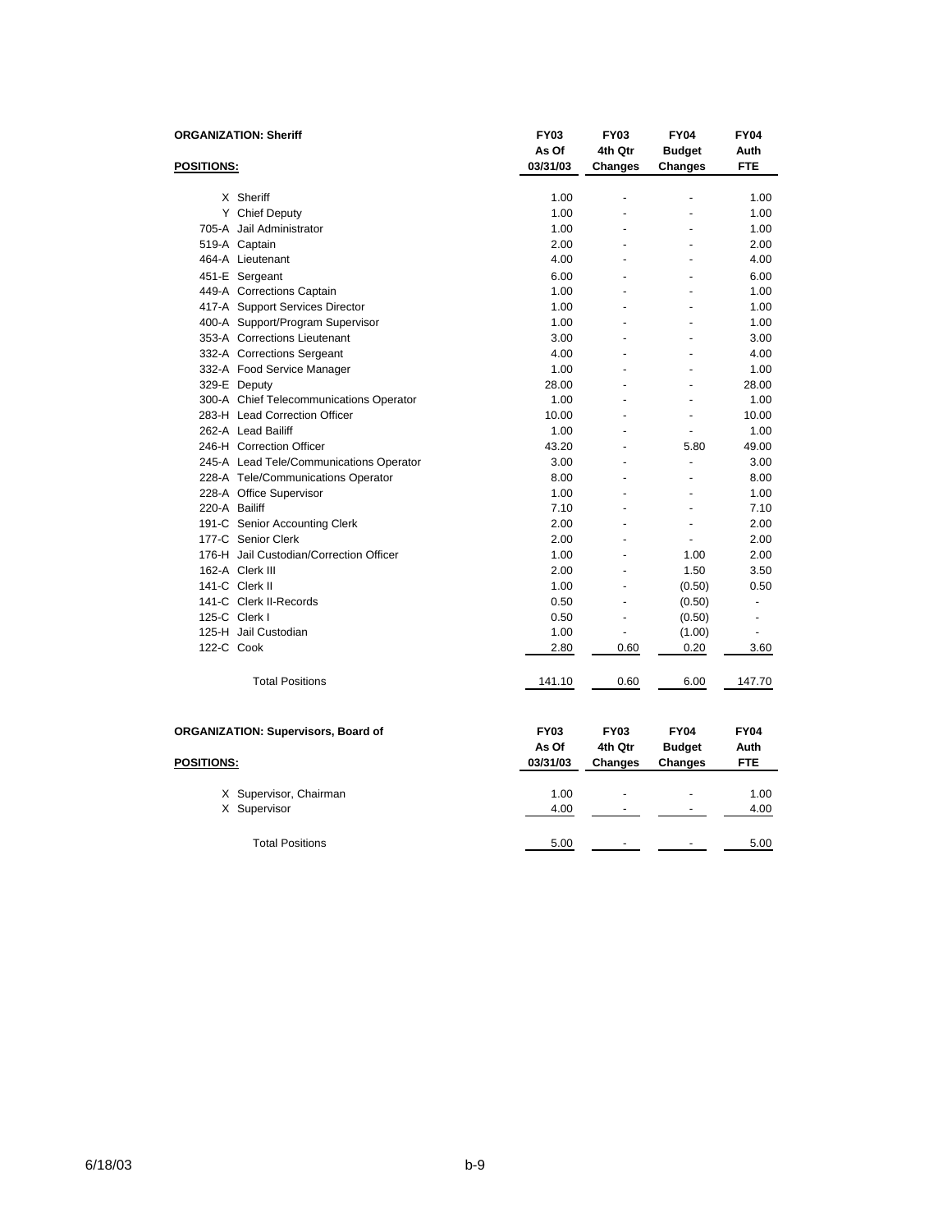**ORGANIZATION: Sheriff**

| POSITIONS: | FY03 As Of 03/31/03 | FY03 4th Qtr Changes | FY04 Budget Changes | FY04 Auth FTE |
|---|---|---|---|---|
| X Sheriff | 1.00 | - | - | 1.00 |
| Y Chief Deputy | 1.00 | - | - | 1.00 |
| 705-A Jail Administrator | 1.00 | - | - | 1.00 |
| 519-A Captain | 2.00 | - | - | 2.00 |
| 464-A Lieutenant | 4.00 | - | - | 4.00 |
| 451-E Sergeant | 6.00 | - | - | 6.00 |
| 449-A Corrections Captain | 1.00 | - | - | 1.00 |
| 417-A Support Services Director | 1.00 | - | - | 1.00 |
| 400-A Support/Program Supervisor | 1.00 | - | - | 1.00 |
| 353-A Corrections Lieutenant | 3.00 | - | - | 3.00 |
| 332-A Corrections Sergeant | 4.00 | - | - | 4.00 |
| 332-A Food Service Manager | 1.00 | - | - | 1.00 |
| 329-E Deputy | 28.00 | - | - | 28.00 |
| 300-A Chief Telecommunications Operator | 1.00 | - | - | 1.00 |
| 283-H Lead Correction Officer | 10.00 | - | - | 10.00 |
| 262-A Lead Bailiff | 1.00 | - | - | 1.00 |
| 246-H Correction Officer | 43.20 | - | 5.80 | 49.00 |
| 245-A Lead Tele/Communications Operator | 3.00 | - | - | 3.00 |
| 228-A Tele/Communications Operator | 8.00 | - | - | 8.00 |
| 228-A Office Supervisor | 1.00 | - | - | 1.00 |
| 220-A Bailiff | 7.10 | - | - | 7.10 |
| 191-C Senior Accounting Clerk | 2.00 | - | - | 2.00 |
| 177-C Senior Clerk | 2.00 | - | - | 2.00 |
| 176-H Jail Custodian/Correction Officer | 1.00 | - | 1.00 | 2.00 |
| 162-A Clerk III | 2.00 | - | 1.50 | 3.50 |
| 141-C Clerk II | 1.00 | - | (0.50) | 0.50 |
| 141-C Clerk II-Records | 0.50 | - | (0.50) | - |
| 125-C Clerk I | 0.50 | - | (0.50) | - |
| 125-H Jail Custodian | 1.00 | - | (1.00) | - |
| 122-C Cook | 2.80 | 0.60 | 0.20 | 3.60 |
| Total Positions | 141.10 | 0.60 | 6.00 | 147.70 |

**ORGANIZATION: Supervisors, Board of**

| POSITIONS: | FY03 As Of 03/31/03 | FY03 4th Qtr Changes | FY04 Budget Changes | FY04 Auth FTE |
|---|---|---|---|---|
| X Supervisor, Chairman | 1.00 | - | - | 1.00 |
| X Supervisor | 4.00 | - | - | 4.00 |
| Total Positions | 5.00 | - | - | 5.00 |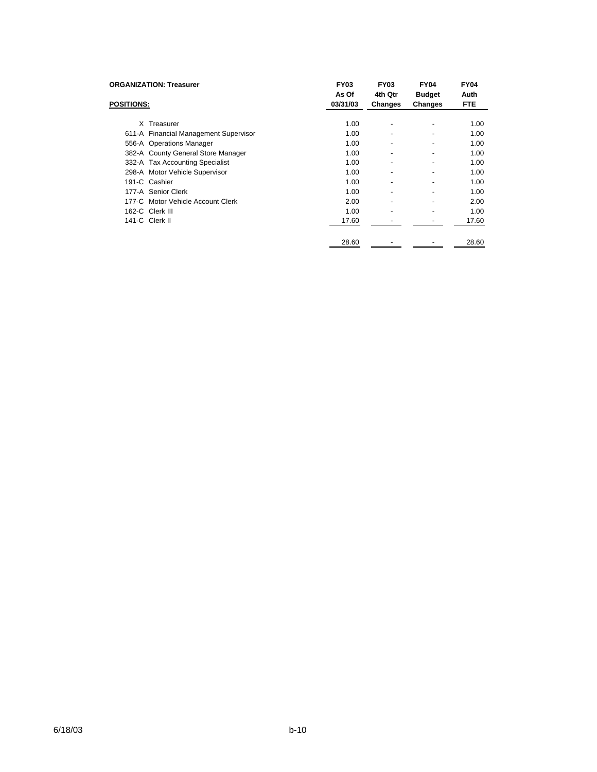**ORGANIZATION: Treasurer**

| POSITIONS: | FY03 As Of 03/31/03 | FY03 4th Qtr Changes | FY04 Budget Changes | FY04 Auth FTE |
|---|---|---|---|---|
| X Treasurer | 1.00 | - | - | 1.00 |
| 611-A Financial Management Supervisor | 1.00 | - | - | 1.00 |
| 556-A Operations Manager | 1.00 | - | - | 1.00 |
| 382-A County General Store Manager | 1.00 | - | - | 1.00 |
| 332-A Tax Accounting Specialist | 1.00 | - | - | 1.00 |
| 298-A Motor Vehicle Supervisor | 1.00 | - | - | 1.00 |
| 191-C Cashier | 1.00 | - | - | 1.00 |
| 177-A Senior Clerk | 1.00 | - | - | 1.00 |
| 177-C Motor Vehicle Account Clerk | 2.00 | - | - | 2.00 |
| 162-C Clerk III | 1.00 | - | - | 1.00 |
| 141-C Clerk II | 17.60 | - | - | 17.60 |
| | 28.60 | - | - | 28.60 |

6/18/03